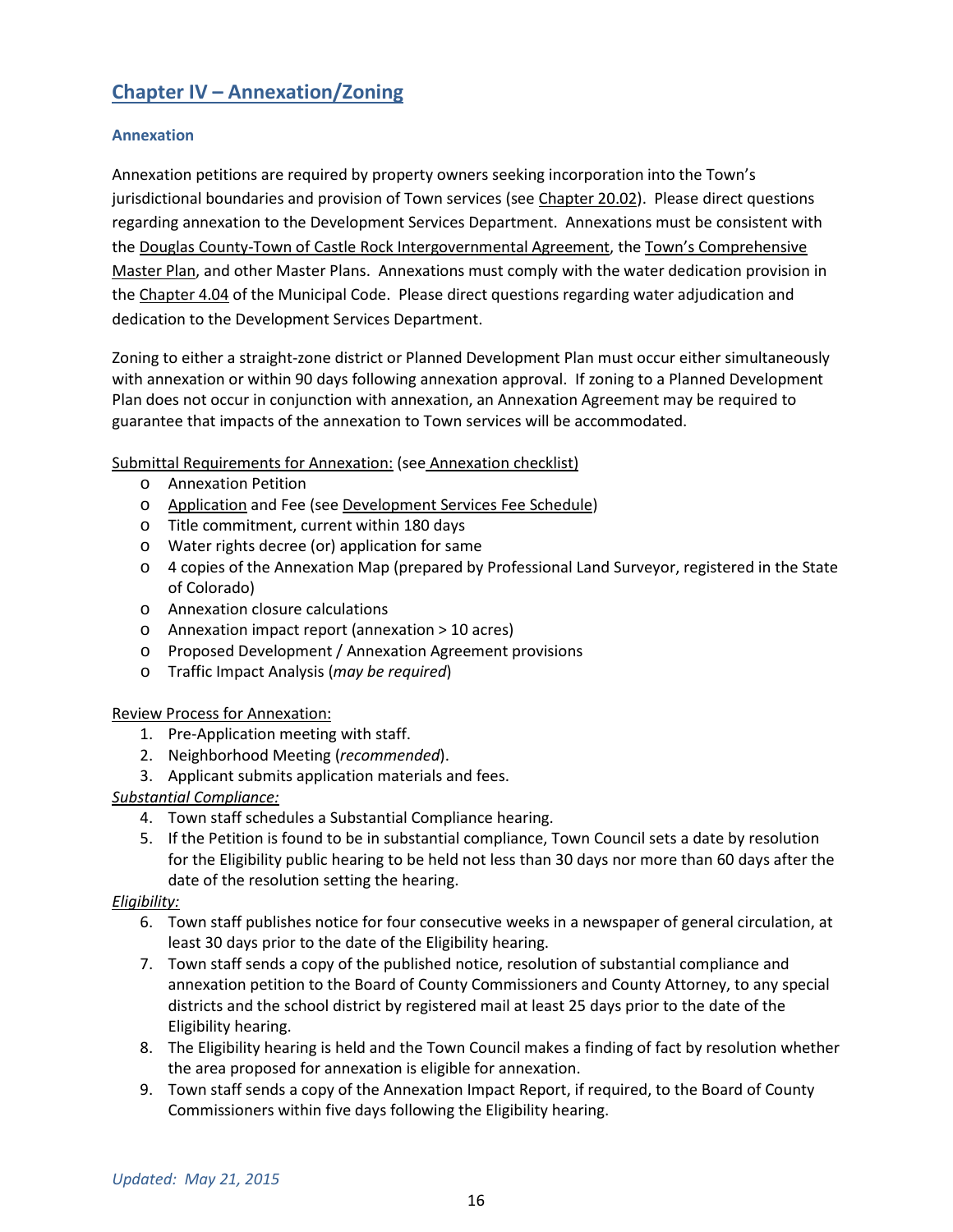# Chapter IV – Annexation/Zoning

## Annexation

Annexation petitions are required by property owners seeking incorporation into the Town's jurisdictional boundaries and provision of Town services (see Chapter 20.02). Please direct questions regarding annexation to the Development Services Department. Annexations must be consistent with the Douglas County-Town of Castle Rock Intergovernmental Agreement, the Town's Comprehensive Master Plan, and other Master Plans. Annexations must comply with the water dedication provision in the Chapter 4.04 of the Municipal Code. Please direct questions regarding water adjudication and dedication to the Development Services Department.

Zoning to either a straight-zone district or Planned Development Plan must occur either simultaneously with annexation or within 90 days following annexation approval. If zoning to a Planned Development Plan does not occur in conjunction with annexation, an Annexation Agreement may be required to guarantee that impacts of the annexation to Town services will be accommodated.

Submittal Requirements for Annexation: (see Annexation checklist)

- Annexation Petition
- Application and Fee (see Development Services Fee Schedule)
- Title commitment, current within 180 days
- Water rights decree (or) application for same
- 4 copies of the Annexation Map (prepared by Professional Land Surveyor, registered in the State of Colorado)
- Annexation closure calculations
- Annexation impact report (annexation > 10 acres)
- Proposed Development / Annexation Agreement provisions
- Traffic Impact Analysis (*may be required*)

Review Process for Annexation:

1. Pre-Application meeting with staff.
2. Neighborhood Meeting (*recommended*).
3. Applicant submits application materials and fees.

*Substantial Compliance:*

4. Town staff schedules a Substantial Compliance hearing.
5. If the Petition is found to be in substantial compliance, Town Council sets a date by resolution for the Eligibility public hearing to be held not less than 30 days nor more than 60 days after the date of the resolution setting the hearing.

*Eligibility:*

6. Town staff publishes notice for four consecutive weeks in a newspaper of general circulation, at least 30 days prior to the date of the Eligibility hearing.
7. Town staff sends a copy of the published notice, resolution of substantial compliance and annexation petition to the Board of County Commissioners and County Attorney, to any special districts and the school district by registered mail at least 25 days prior to the date of the Eligibility hearing.
8. The Eligibility hearing is held and the Town Council makes a finding of fact by resolution whether the area proposed for annexation is eligible for annexation.
9. Town staff sends a copy of the Annexation Impact Report, if required, to the Board of County Commissioners within five days following the Eligibility hearing.

*Updated: May 21, 2015*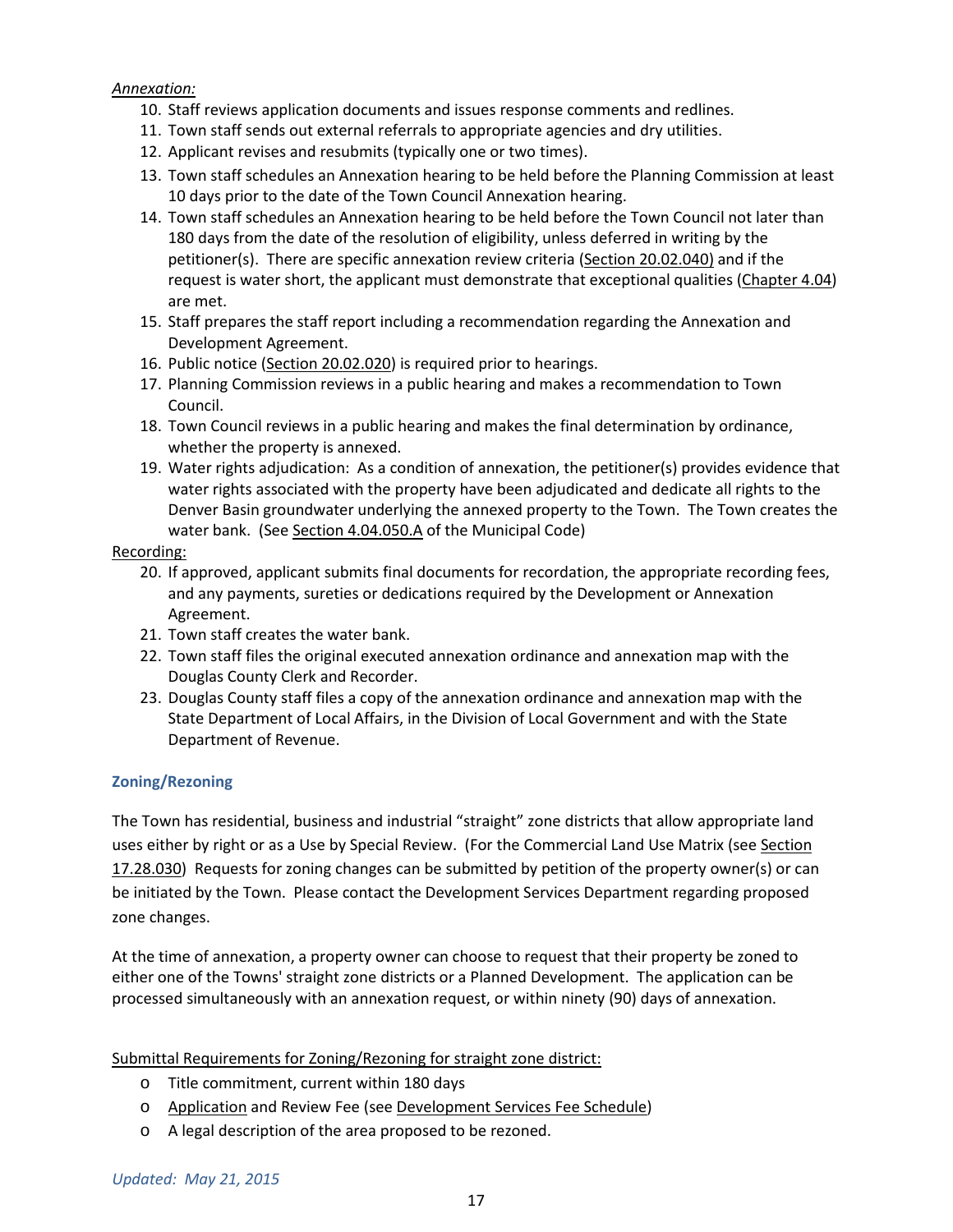*Annexation:*

10. Staff reviews application documents and issues response comments and redlines.
11. Town staff sends out external referrals to appropriate agencies and dry utilities.
12. Applicant revises and resubmits (typically one or two times).
13. Town staff schedules an Annexation hearing to be held before the Planning Commission at least 10 days prior to the date of the Town Council Annexation hearing.
14. Town staff schedules an Annexation hearing to be held before the Town Council not later than 180 days from the date of the resolution of eligibility, unless deferred in writing by the petitioner(s). There are specific annexation review criteria (Section 20.02.040) and if the request is water short, the applicant must demonstrate that exceptional qualities (Chapter 4.04) are met.
15. Staff prepares the staff report including a recommendation regarding the Annexation and Development Agreement.
16. Public notice (Section 20.02.020) is required prior to hearings.
17. Planning Commission reviews in a public hearing and makes a recommendation to Town Council.
18. Town Council reviews in a public hearing and makes the final determination by ordinance, whether the property is annexed.
19. Water rights adjudication: As a condition of annexation, the petitioner(s) provides evidence that water rights associated with the property have been adjudicated and dedicate all rights to the Denver Basin groundwater underlying the annexed property to the Town. The Town creates the water bank. (See Section 4.04.050.A of the Municipal Code)

Recording:

20. If approved, applicant submits final documents for recordation, the appropriate recording fees, and any payments, sureties or dedications required by the Development or Annexation Agreement.
21. Town staff creates the water bank.
22. Town staff files the original executed annexation ordinance and annexation map with the Douglas County Clerk and Recorder.
23. Douglas County staff files a copy of the annexation ordinance and annexation map with the State Department of Local Affairs, in the Division of Local Government and with the State Department of Revenue.

### Zoning/Rezoning

The Town has residential, business and industrial "straight" zone districts that allow appropriate land uses either by right or as a Use by Special Review. (For the Commercial Land Use Matrix (see Section 17.28.030) Requests for zoning changes can be submitted by petition of the property owner(s) or can be initiated by the Town. Please contact the Development Services Department regarding proposed zone changes.

At the time of annexation, a property owner can choose to request that their property be zoned to either one of the Towns' straight zone districts or a Planned Development. The application can be processed simultaneously with an annexation request, or within ninety (90) days of annexation.

Submittal Requirements for Zoning/Rezoning for straight zone district:

- Title commitment, current within 180 days
- Application and Review Fee (see Development Services Fee Schedule)
- A legal description of the area proposed to be rezoned.

*Updated: May 21, 2015*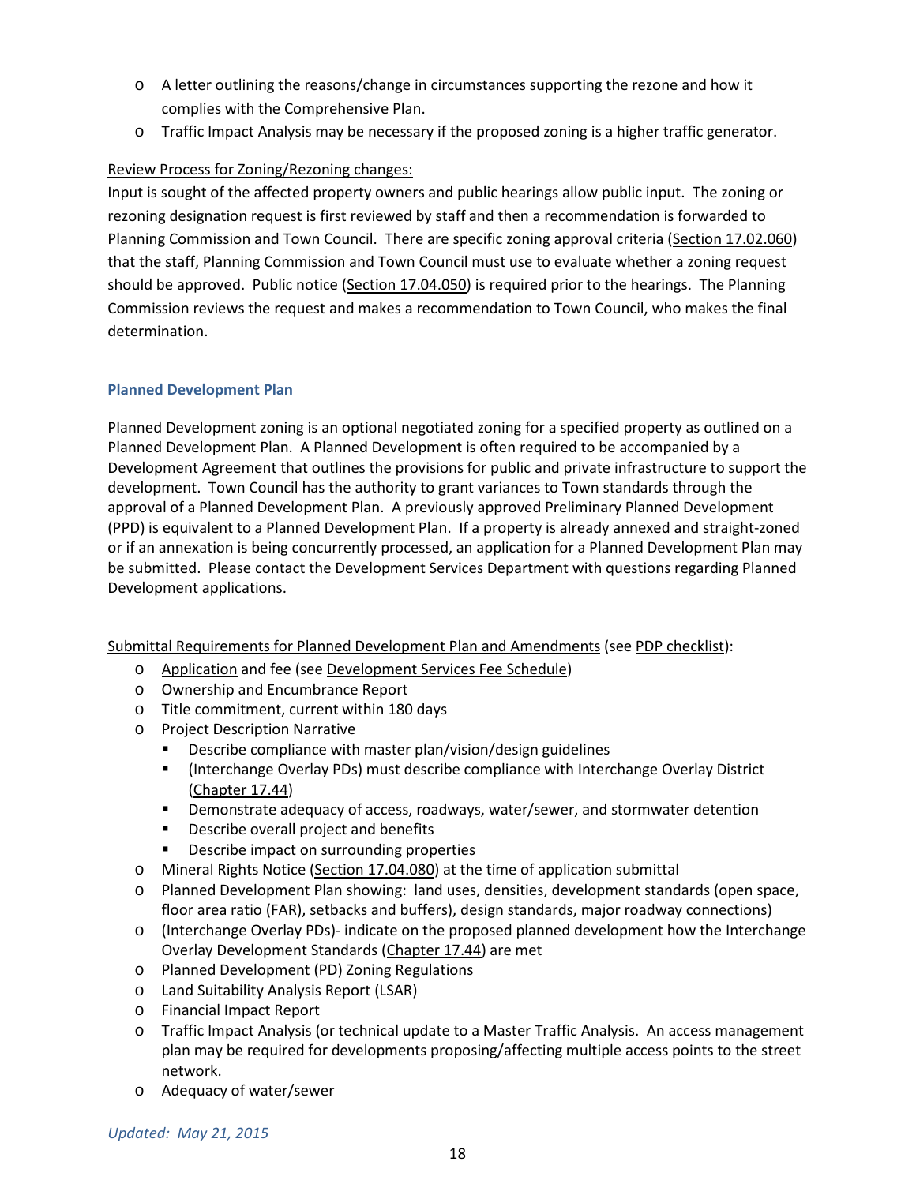- A letter outlining the reasons/change in circumstances supporting the rezone and how it complies with the Comprehensive Plan.
- Traffic Impact Analysis may be necessary if the proposed zoning is a higher traffic generator.

Review Process for Zoning/Rezoning changes:

Input is sought of the affected property owners and public hearings allow public input. The zoning or rezoning designation request is first reviewed by staff and then a recommendation is forwarded to Planning Commission and Town Council. There are specific zoning approval criteria (Section 17.02.060) that the staff, Planning Commission and Town Council must use to evaluate whether a zoning request should be approved. Public notice (Section 17.04.050) is required prior to the hearings. The Planning Commission reviews the request and makes a recommendation to Town Council, who makes the final determination.

### Planned Development Plan

Planned Development zoning is an optional negotiated zoning for a specified property as outlined on a Planned Development Plan. A Planned Development is often required to be accompanied by a Development Agreement that outlines the provisions for public and private infrastructure to support the development. Town Council has the authority to grant variances to Town standards through the approval of a Planned Development Plan. A previously approved Preliminary Planned Development (PPD) is equivalent to a Planned Development Plan. If a property is already annexed and straight-zoned or if an annexation is being concurrently processed, an application for a Planned Development Plan may be submitted. Please contact the Development Services Department with questions regarding Planned Development applications.

Submittal Requirements for Planned Development Plan and Amendments (see PDP checklist):

- Application and fee (see Development Services Fee Schedule)
- Ownership and Encumbrance Report
- Title commitment, current within 180 days
- Project Description Narrative
  - Describe compliance with master plan/vision/design guidelines
  - (Interchange Overlay PDs) must describe compliance with Interchange Overlay District (Chapter 17.44)
  - Demonstrate adequacy of access, roadways, water/sewer, and stormwater detention
  - Describe overall project and benefits
  - Describe impact on surrounding properties
- Mineral Rights Notice (Section 17.04.080) at the time of application submittal
- Planned Development Plan showing: land uses, densities, development standards (open space, floor area ratio (FAR), setbacks and buffers), design standards, major roadway connections)
- (Interchange Overlay PDs)- indicate on the proposed planned development how the Interchange Overlay Development Standards (Chapter 17.44) are met
- Planned Development (PD) Zoning Regulations
- Land Suitability Analysis Report (LSAR)
- Financial Impact Report
- Traffic Impact Analysis (or technical update to a Master Traffic Analysis. An access management plan may be required for developments proposing/affecting multiple access points to the street network.
- Adequacy of water/sewer

*Updated: May 21, 2015*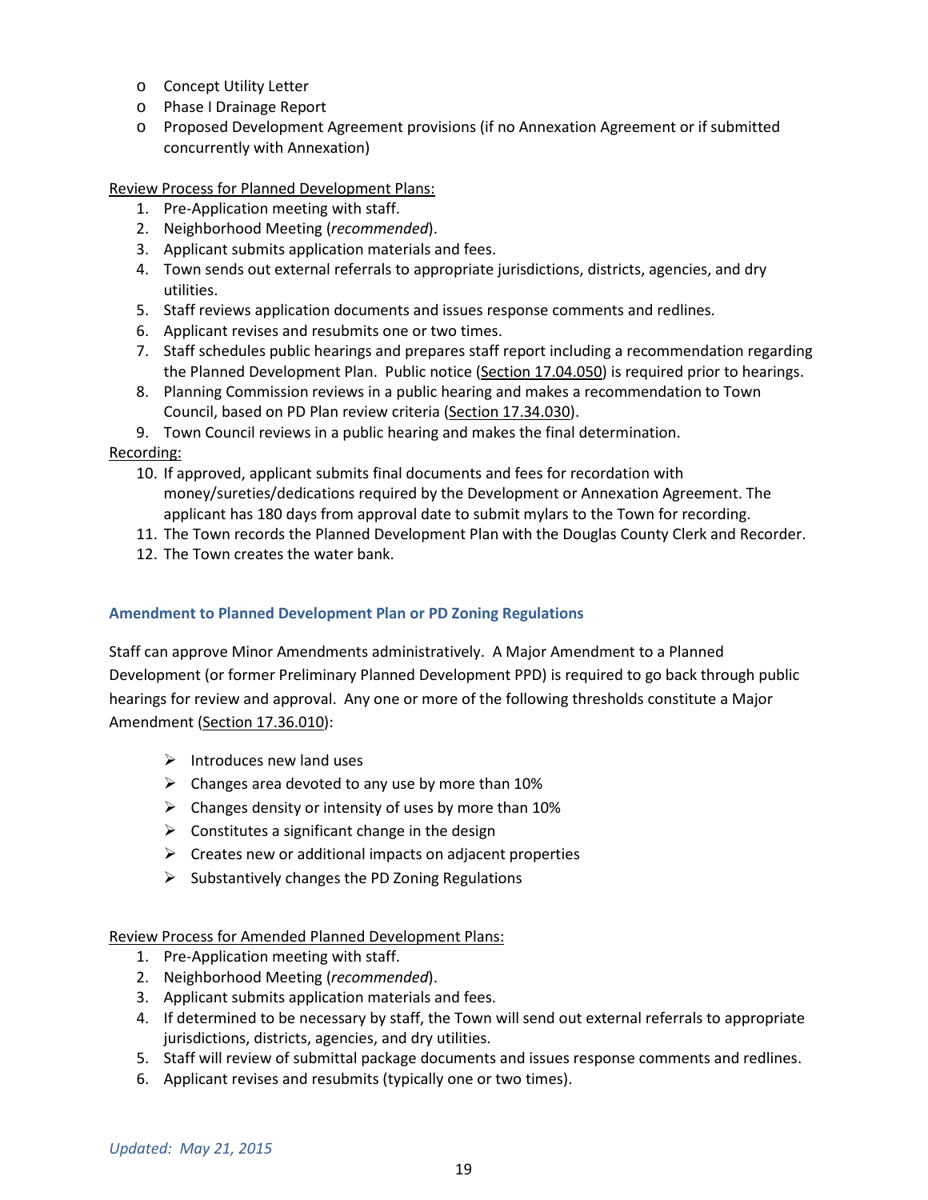- Concept Utility Letter
- Phase I Drainage Report
- Proposed Development Agreement provisions (if no Annexation Agreement or if submitted concurrently with Annexation)

Review Process for Planned Development Plans:

1. Pre-Application meeting with staff.
2. Neighborhood Meeting (*recommended*).
3. Applicant submits application materials and fees.
4. Town sends out external referrals to appropriate jurisdictions, districts, agencies, and dry utilities.
5. Staff reviews application documents and issues response comments and redlines.
6. Applicant revises and resubmits one or two times.
7. Staff schedules public hearings and prepares staff report including a recommendation regarding the Planned Development Plan. Public notice (Section 17.04.050) is required prior to hearings.
8. Planning Commission reviews in a public hearing and makes a recommendation to Town Council, based on PD Plan review criteria (Section 17.34.030).
9. Town Council reviews in a public hearing and makes the final determination.

Recording:

10. If approved, applicant submits final documents and fees for recordation with money/sureties/dedications required by the Development or Annexation Agreement. The applicant has 180 days from approval date to submit mylars to the Town for recording.
11. The Town records the Planned Development Plan with the Douglas County Clerk and Recorder.
12. The Town creates the water bank.

### Amendment to Planned Development Plan or PD Zoning Regulations

Staff can approve Minor Amendments administratively. A Major Amendment to a Planned Development (or former Preliminary Planned Development PPD) is required to go back through public hearings for review and approval. Any one or more of the following thresholds constitute a Major Amendment (Section 17.36.010):

- Introduces new land uses
- Changes area devoted to any use by more than 10%
- Changes density or intensity of uses by more than 10%
- Constitutes a significant change in the design
- Creates new or additional impacts on adjacent properties
- Substantively changes the PD Zoning Regulations

Review Process for Amended Planned Development Plans:

1. Pre-Application meeting with staff.
2. Neighborhood Meeting (*recommended*).
3. Applicant submits application materials and fees.
4. If determined to be necessary by staff, the Town will send out external referrals to appropriate jurisdictions, districts, agencies, and dry utilities.
5. Staff will review of submittal package documents and issues response comments and redlines.
6. Applicant revises and resubmits (typically one or two times).

*Updated: May 21, 2015*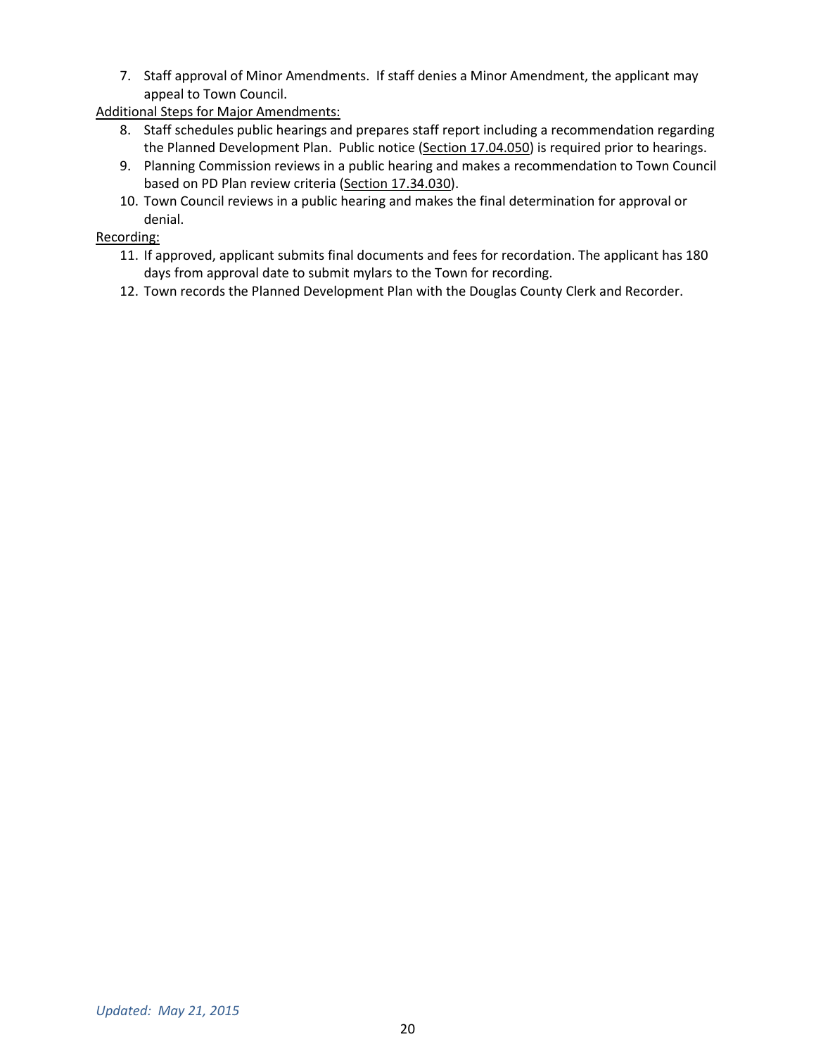7. Staff approval of Minor Amendments. If staff denies a Minor Amendment, the applicant may appeal to Town Council.

<u>Additional Steps for Major Amendments:</u>

8. Staff schedules public hearings and prepares staff report including a recommendation regarding the Planned Development Plan. Public notice (<u>Section 17.04.050</u>) is required prior to hearings.
9. Planning Commission reviews in a public hearing and makes a recommendation to Town Council based on PD Plan review criteria (<u>Section 17.34.030</u>).
10. Town Council reviews in a public hearing and makes the final determination for approval or denial.

<u>Recording:</u>

11. If approved, applicant submits final documents and fees for recordation. The applicant has 180 days from approval date to submit mylars to the Town for recording.
12. Town records the Planned Development Plan with the Douglas County Clerk and Recorder.

*Updated: May 21, 2015*